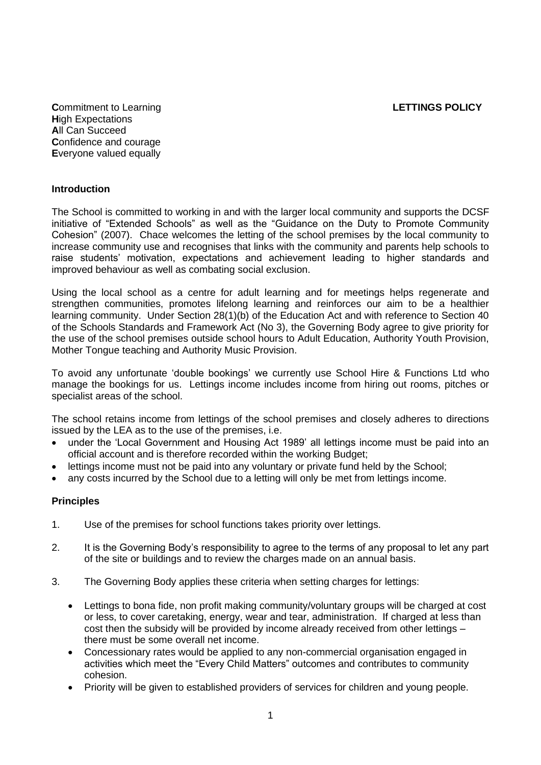**C**ommitment to Learning
**H**igh Expectations
**A**ll Can Succeed
**C**onfidence and courage
**E**veryone valued equally

# LETTINGS POLICY

## Introduction

The School is committed to working in and with the larger local community and supports the DCSF initiative of "Extended Schools" as well as the "Guidance on the Duty to Promote Community Cohesion" (2007). Chace welcomes the letting of the school premises by the local community to increase community use and recognises that links with the community and parents help schools to raise students' motivation, expectations and achievement leading to higher standards and improved behaviour as well as combating social exclusion.

Using the local school as a centre for adult learning and for meetings helps regenerate and strengthen communities, promotes lifelong learning and reinforces our aim to be a healthier learning community. Under Section 28(1)(b) of the Education Act and with reference to Section 40 of the Schools Standards and Framework Act (No 3), the Governing Body agree to give priority for the use of the school premises outside school hours to Adult Education, Authority Youth Provision, Mother Tongue teaching and Authority Music Provision.

To avoid any unfortunate 'double bookings' we currently use School Hire & Functions Ltd who manage the bookings for us. Lettings income includes income from hiring out rooms, pitches or specialist areas of the school.

The school retains income from lettings of the school premises and closely adheres to directions issued by the LEA as to the use of the premises, i.e.

- under the 'Local Government and Housing Act 1989' all lettings income must be paid into an official account and is therefore recorded within the working Budget;
- lettings income must not be paid into any voluntary or private fund held by the School;
- any costs incurred by the School due to a letting will only be met from lettings income.

## Principles

1. Use of the premises for school functions takes priority over lettings.

2. It is the Governing Body's responsibility to agree to the terms of any proposal to let any part of the site or buildings and to review the charges made on an annual basis.

3. The Governing Body applies these criteria when setting charges for lettings:

    - Lettings to bona fide, non profit making community/voluntary groups will be charged at cost or less, to cover caretaking, energy, wear and tear, administration. If charged at less than cost then the subsidy will be provided by income already received from other lettings – there must be some overall net income.
    - Concessionary rates would be applied to any non-commercial organisation engaged in activities which meet the "Every Child Matters" outcomes and contributes to community cohesion.
    - Priority will be given to established providers of services for children and young people.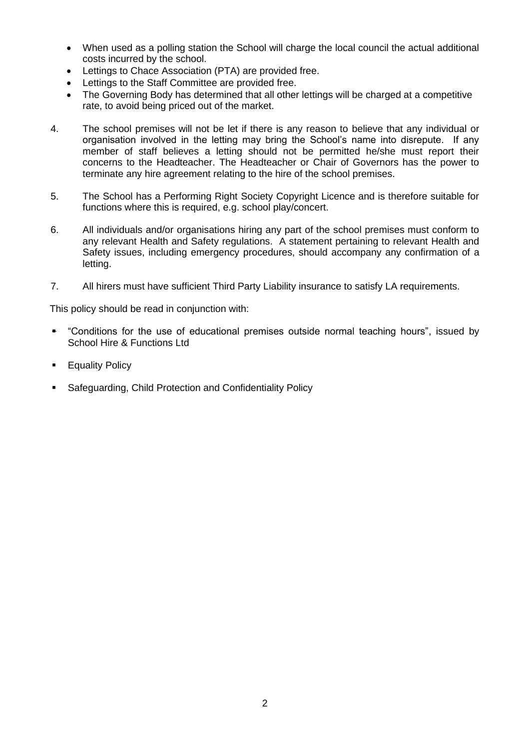- When used as a polling station the School will charge the local council the actual additional costs incurred by the school.
- Lettings to Chace Association (PTA) are provided free.
- Lettings to the Staff Committee are provided free.
- The Governing Body has determined that all other lettings will be charged at a competitive rate, to avoid being priced out of the market.

4. The school premises will not be let if there is any reason to believe that any individual or organisation involved in the letting may bring the School's name into disrepute. If any member of staff believes a letting should not be permitted he/she must report their concerns to the Headteacher. The Headteacher or Chair of Governors has the power to terminate any hire agreement relating to the hire of the school premises.

5. The School has a Performing Right Society Copyright Licence and is therefore suitable for functions where this is required, e.g. school play/concert.

6. All individuals and/or organisations hiring any part of the school premises must conform to any relevant Health and Safety regulations. A statement pertaining to relevant Health and Safety issues, including emergency procedures, should accompany any confirmation of a letting.

7. All hirers must have sufficient Third Party Liability insurance to satisfy LA requirements.

This policy should be read in conjunction with:

- "Conditions for the use of educational premises outside normal teaching hours", issued by School Hire & Functions Ltd
- Equality Policy
- Safeguarding, Child Protection and Confidentiality Policy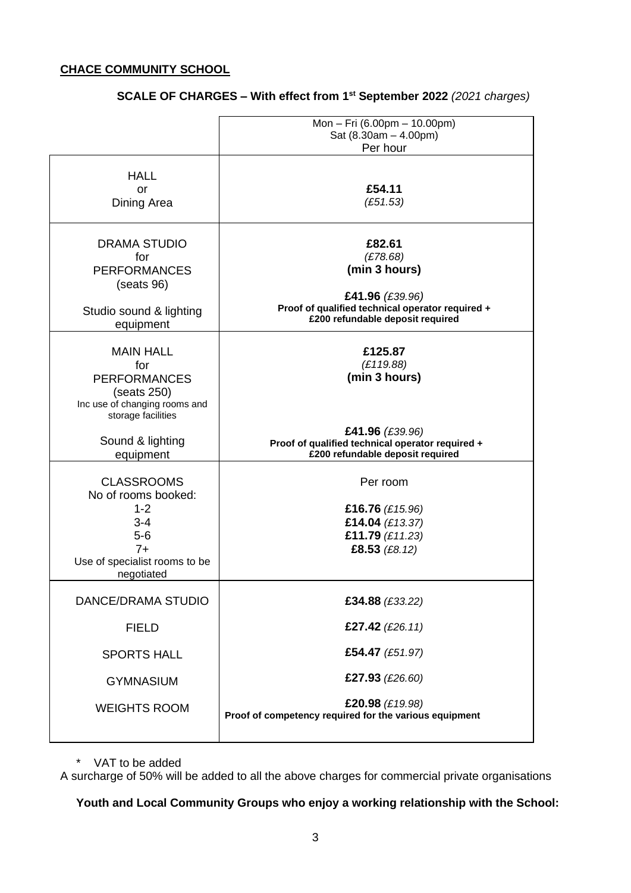**CHACE COMMUNITY SCHOOL**

**SCALE OF CHARGES – With effect from 1st September 2022** *(2021 charges)*

| | Mon – Fri (6.00pm – 10.00pm)<br>Sat (8.30am – 4.00pm)<br>Per hour |
|---|---|
| HALL<br>or<br>Dining Area | **£54.11**<br>*(£51.53)* |
| DRAMA STUDIO<br>for<br>PERFORMANCES<br>(seats 96) | **£82.61**<br>*(£78.68)*<br>**(min 3 hours)** |
| Studio sound & lighting equipment | **£41.96** *(£39.96)*<br>**Proof of qualified technical operator required + £200 refundable deposit required** |
| MAIN HALL<br>for<br>PERFORMANCES<br>(seats 250)<br>Inc use of changing rooms and storage facilities | **£125.87**<br>*(£119.88)*<br>**(min 3 hours)** |
| Sound & lighting equipment | **£41.96** *(£39.96)*<br>**Proof of qualified technical operator required + £200 refundable deposit required** |
| CLASSROOMS<br>No of rooms booked: | Per room |
| 1-2 | **£16.76** *(£15.96)* |
| 3-4 | **£14.04** *(£13.37)* |
| 5-6 | **£11.79** *(£11.23)* |
| 7+ | **£8.53** *(£8.12)* |
| Use of specialist rooms to be negotiated | |
| DANCE/DRAMA STUDIO | **£34.88** *(£33.22)* |
| FIELD | **£27.42** *(£26.11)* |
| SPORTS HALL | **£54.47** *(£51.97)* |
| GYMNASIUM | **£27.93** *(£26.60)* |
| WEIGHTS ROOM | **£20.98** *(£19.98)*<br>**Proof of competency required for the various equipment** |

* VAT to be added

A surcharge of 50% will be added to all the above charges for commercial private organisations

**Youth and Local Community Groups who enjoy a working relationship with the School:**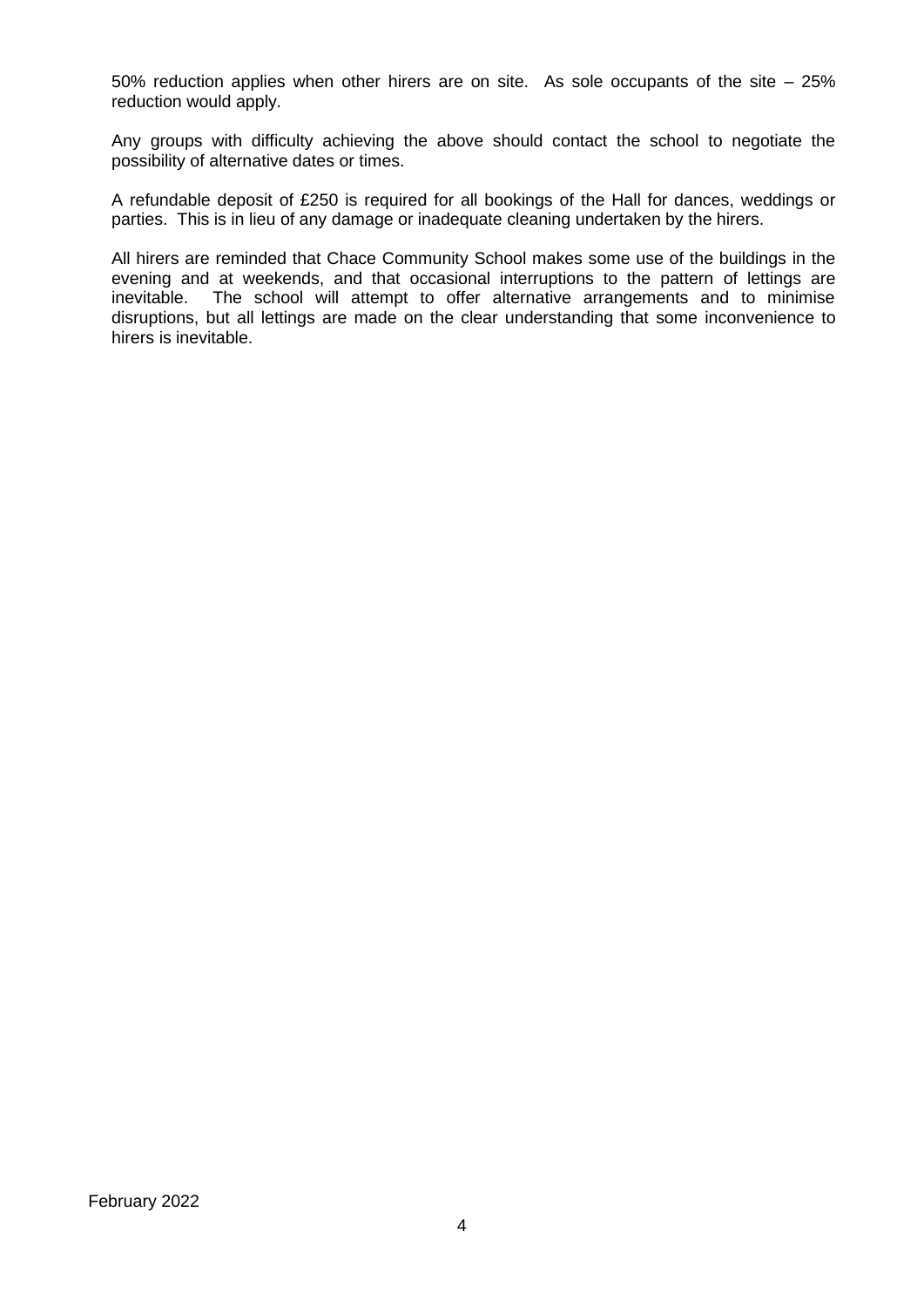50% reduction applies when other hirers are on site. As sole occupants of the site – 25% reduction would apply.

Any groups with difficulty achieving the above should contact the school to negotiate the possibility of alternative dates or times.

A refundable deposit of £250 is required for all bookings of the Hall for dances, weddings or parties. This is in lieu of any damage or inadequate cleaning undertaken by the hirers.

All hirers are reminded that Chace Community School makes some use of the buildings in the evening and at weekends, and that occasional interruptions to the pattern of lettings are inevitable. The school will attempt to offer alternative arrangements and to minimise disruptions, but all lettings are made on the clear understanding that some inconvenience to hirers is inevitable.

February 2022